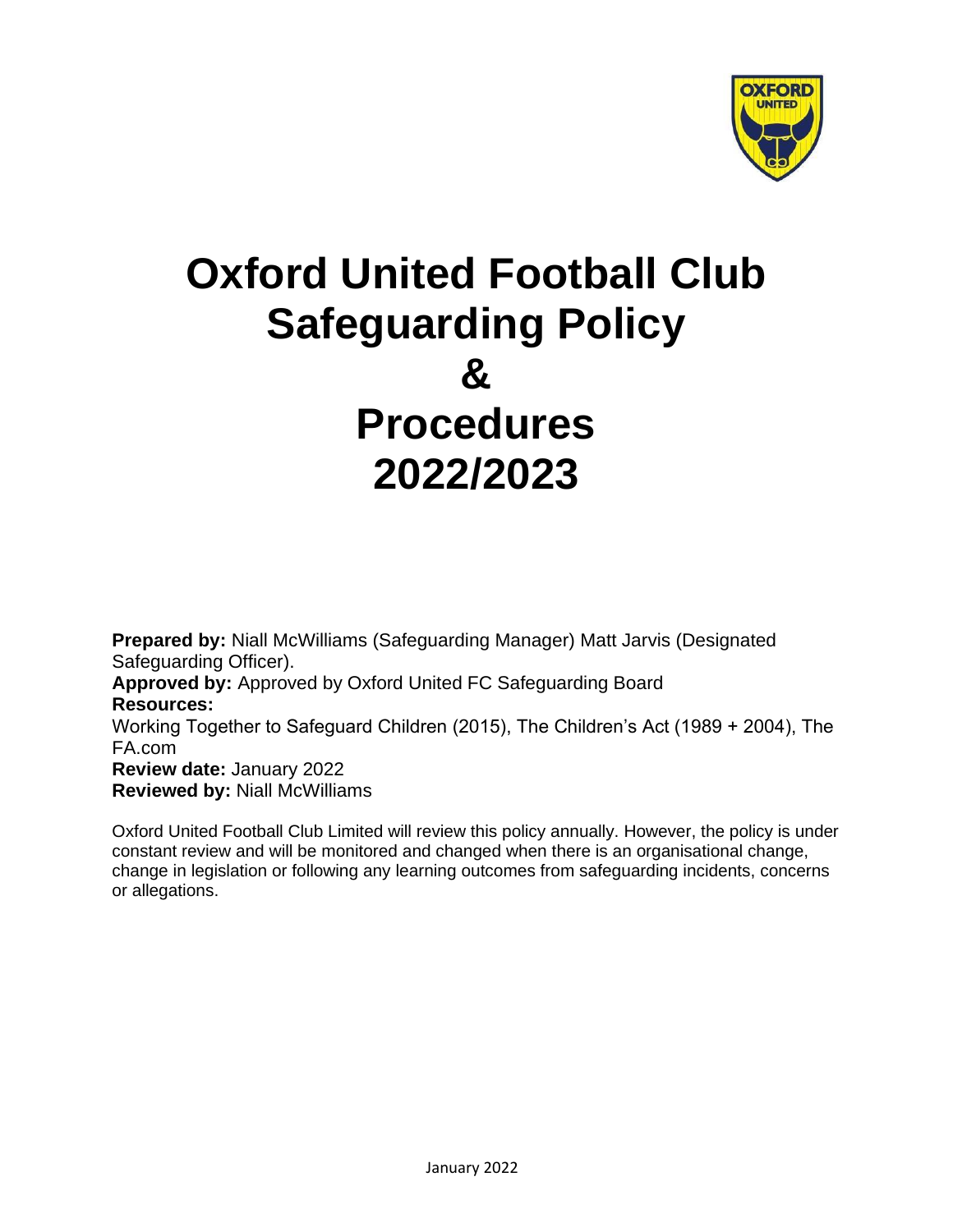# Oxford United Football Club Safeguarding Policy & Procedures 2022/2023

**Prepared by:** Niall McWilliams (Safeguarding Manager) Matt Jarvis (Designated Safeguarding Officer).
**Approved by:** Approved by Oxford United FC Safeguarding Board
**Resources:**
Working Together to Safeguard Children (2015), The Children's Act (1989 + 2004), The FA.com
**Review date:** January 2022
**Reviewed by:** Niall McWilliams

Oxford United Football Club Limited will review this policy annually. However, the policy is under constant review and will be monitored and changed when there is an organisational change, change in legislation or following any learning outcomes from safeguarding incidents, concerns or allegations.

January 2022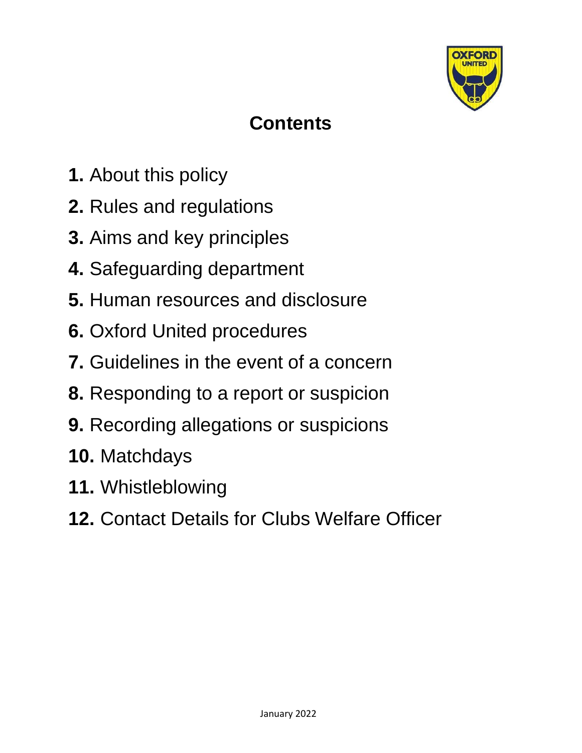# Contents

**1.** About this policy

**2.** Rules and regulations

**3.** Aims and key principles

**4.** Safeguarding department

**5.** Human resources and disclosure

**6.** Oxford United procedures

**7.** Guidelines in the event of a concern

**8.** Responding to a report or suspicion

**9.** Recording allegations or suspicions

**10.** Matchdays

**11.** Whistleblowing

**12.** Contact Details for Clubs Welfare Officer

January 2022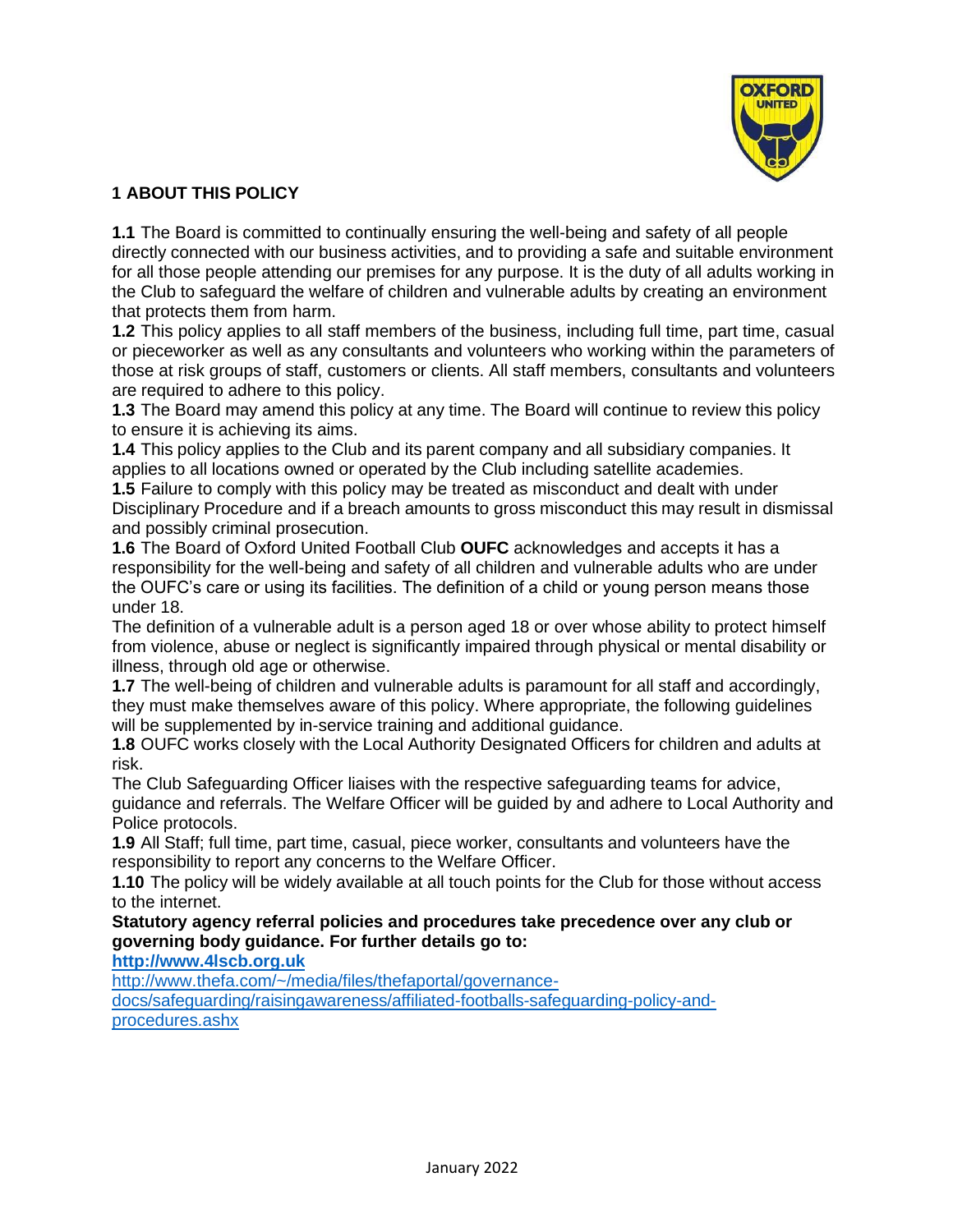## 1 ABOUT THIS POLICY

**1.1** The Board is committed to continually ensuring the well-being and safety of all people directly connected with our business activities, and to providing a safe and suitable environment for all those people attending our premises for any purpose. It is the duty of all adults working in the Club to safeguard the welfare of children and vulnerable adults by creating an environment that protects them from harm.

**1.2** This policy applies to all staff members of the business, including full time, part time, casual or pieceworker as well as any consultants and volunteers who working within the parameters of those at risk groups of staff, customers or clients. All staff members, consultants and volunteers are required to adhere to this policy.

**1.3** The Board may amend this policy at any time. The Board will continue to review this policy to ensure it is achieving its aims.

**1.4** This policy applies to the Club and its parent company and all subsidiary companies. It applies to all locations owned or operated by the Club including satellite academies.

**1.5** Failure to comply with this policy may be treated as misconduct and dealt with under Disciplinary Procedure and if a breach amounts to gross misconduct this may result in dismissal and possibly criminal prosecution.

**1.6** The Board of Oxford United Football Club **OUFC** acknowledges and accepts it has a responsibility for the well-being and safety of all children and vulnerable adults who are under the OUFC's care or using its facilities. The definition of a child or young person means those under 18.

The definition of a vulnerable adult is a person aged 18 or over whose ability to protect himself from violence, abuse or neglect is significantly impaired through physical or mental disability or illness, through old age or otherwise.

**1.7** The well-being of children and vulnerable adults is paramount for all staff and accordingly, they must make themselves aware of this policy. Where appropriate, the following guidelines will be supplemented by in-service training and additional guidance.

**1.8** OUFC works closely with the Local Authority Designated Officers for children and adults at risk.

The Club Safeguarding Officer liaises with the respective safeguarding teams for advice, guidance and referrals. The Welfare Officer will be guided by and adhere to Local Authority and Police protocols.

**1.9** All Staff; full time, part time, casual, piece worker, consultants and volunteers have the responsibility to report any concerns to the Welfare Officer.

**1.10** The policy will be widely available at all touch points for the Club for those without access to the internet.

**Statutory agency referral policies and procedures take precedence over any club or governing body guidance. For further details go to:**

**http://www.4lscb.org.uk**

http://www.thefa.com/~/media/files/thefaportal/governance-docs/safeguarding/raisingawareness/affiliated-footballs-safeguarding-policy-and-procedures.ashx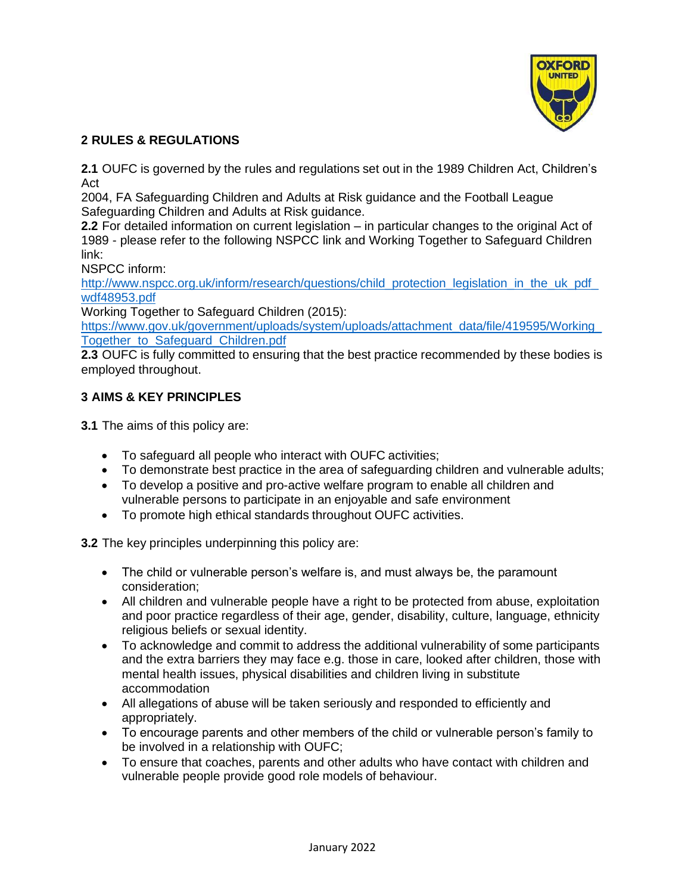## 2 RULES & REGULATIONS

**2.1** OUFC is governed by the rules and regulations set out in the 1989 Children Act, Children's Act 2004, FA Safeguarding Children and Adults at Risk guidance and the Football League Safeguarding Children and Adults at Risk guidance.

**2.2** For detailed information on current legislation – in particular changes to the original Act of 1989 - please refer to the following NSPCC link and Working Together to Safeguard Children link:

NSPCC inform:
http://www.nspcc.org.uk/inform/research/questions/child_protection_legislation_in_the_uk_pdf_wdf48953.pdf

Working Together to Safeguard Children (2015):
https://www.gov.uk/government/uploads/system/uploads/attachment_data/file/419595/Working_Together_to_Safeguard_Children.pdf

**2.3** OUFC is fully committed to ensuring that the best practice recommended by these bodies is employed throughout.

## 3 AIMS & KEY PRINCIPLES

**3.1** The aims of this policy are:

- To safeguard all people who interact with OUFC activities;
- To demonstrate best practice in the area of safeguarding children and vulnerable adults;
- To develop a positive and pro-active welfare program to enable all children and vulnerable persons to participate in an enjoyable and safe environment
- To promote high ethical standards throughout OUFC activities.

**3.2** The key principles underpinning this policy are:

- The child or vulnerable person's welfare is, and must always be, the paramount consideration;
- All children and vulnerable people have a right to be protected from abuse, exploitation and poor practice regardless of their age, gender, disability, culture, language, ethnicity religious beliefs or sexual identity.
- To acknowledge and commit to address the additional vulnerability of some participants and the extra barriers they may face e.g. those in care, looked after children, those with mental health issues, physical disabilities and children living in substitute accommodation
- All allegations of abuse will be taken seriously and responded to efficiently and appropriately.
- To encourage parents and other members of the child or vulnerable person's family to be involved in a relationship with OUFC;
- To ensure that coaches, parents and other adults who have contact with children and vulnerable people provide good role models of behaviour.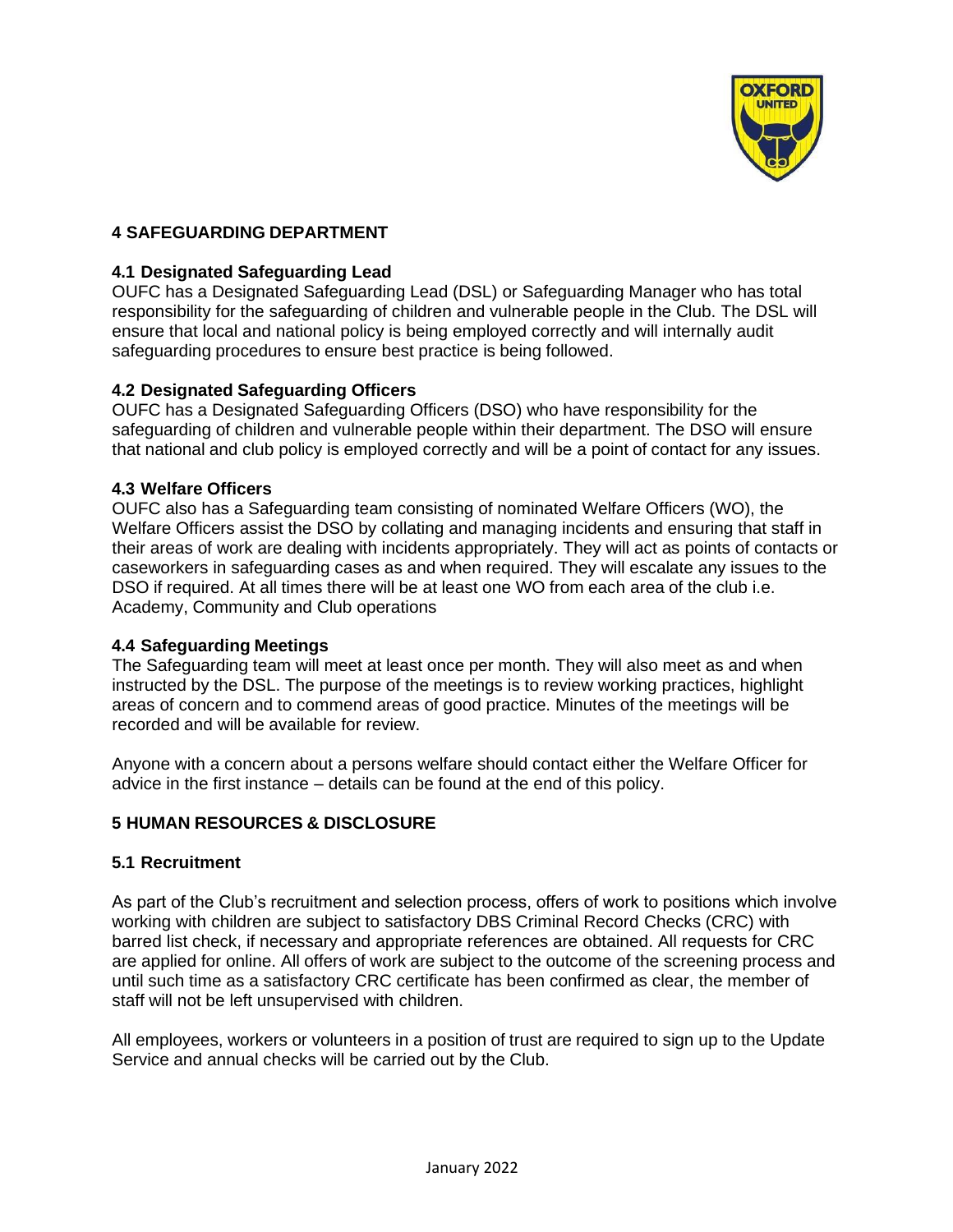## 4 SAFEGUARDING DEPARTMENT

### 4.1 Designated Safeguarding Lead

OUFC has a Designated Safeguarding Lead (DSL) or Safeguarding Manager who has total responsibility for the safeguarding of children and vulnerable people in the Club. The DSL will ensure that local and national policy is being employed correctly and will internally audit safeguarding procedures to ensure best practice is being followed.

### 4.2 Designated Safeguarding Officers

OUFC has a Designated Safeguarding Officers (DSO) who have responsibility for the safeguarding of children and vulnerable people within their department. The DSO will ensure that national and club policy is employed correctly and will be a point of contact for any issues.

### 4.3 Welfare Officers

OUFC also has a Safeguarding team consisting of nominated Welfare Officers (WO), the Welfare Officers assist the DSO by collating and managing incidents and ensuring that staff in their areas of work are dealing with incidents appropriately. They will act as points of contacts or caseworkers in safeguarding cases as and when required. They will escalate any issues to the DSO if required. At all times there will be at least one WO from each area of the club i.e. Academy, Community and Club operations

### 4.4 Safeguarding Meetings

The Safeguarding team will meet at least once per month. They will also meet as and when instructed by the DSL. The purpose of the meetings is to review working practices, highlight areas of concern and to commend areas of good practice. Minutes of the meetings will be recorded and will be available for review.

Anyone with a concern about a persons welfare should contact either the Welfare Officer for advice in the first instance – details can be found at the end of this policy.

## 5 HUMAN RESOURCES & DISCLOSURE

### 5.1 Recruitment

As part of the Club's recruitment and selection process, offers of work to positions which involve working with children are subject to satisfactory DBS Criminal Record Checks (CRC) with barred list check, if necessary and appropriate references are obtained. All requests for CRC are applied for online. All offers of work are subject to the outcome of the screening process and until such time as a satisfactory CRC certificate has been confirmed as clear, the member of staff will not be left unsupervised with children.

All employees, workers or volunteers in a position of trust are required to sign up to the Update Service and annual checks will be carried out by the Club.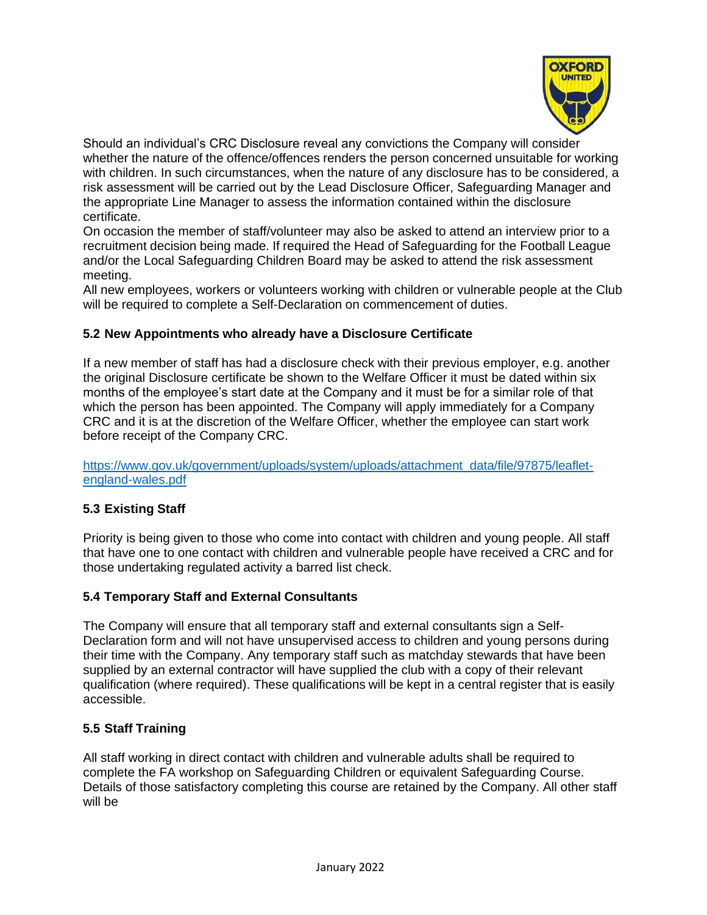Should an individual's CRC Disclosure reveal any convictions the Company will consider whether the nature of the offence/offences renders the person concerned unsuitable for working with children. In such circumstances, when the nature of any disclosure has to be considered, a risk assessment will be carried out by the Lead Disclosure Officer, Safeguarding Manager and the appropriate Line Manager to assess the information contained within the disclosure certificate.
On occasion the member of staff/volunteer may also be asked to attend an interview prior to a recruitment decision being made. If required the Head of Safeguarding for the Football League and/or the Local Safeguarding Children Board may be asked to attend the risk assessment meeting.
All new employees, workers or volunteers working with children or vulnerable people at the Club will be required to complete a Self-Declaration on commencement of duties.

### 5.2 New Appointments who already have a Disclosure Certificate

If a new member of staff has had a disclosure check with their previous employer, e.g. another the original Disclosure certificate be shown to the Welfare Officer it must be dated within six months of the employee's start date at the Company and it must be for a similar role of that which the person has been appointed. The Company will apply immediately for a Company CRC and it is at the discretion of the Welfare Officer, whether the employee can start work before receipt of the Company CRC.

https://www.gov.uk/government/uploads/system/uploads/attachment_data/file/97875/leaflet-england-wales.pdf

### 5.3 Existing Staff

Priority is being given to those who come into contact with children and young people. All staff that have one to one contact with children and vulnerable people have received a CRC and for those undertaking regulated activity a barred list check.

### 5.4 Temporary Staff and External Consultants

The Company will ensure that all temporary staff and external consultants sign a Self-Declaration form and will not have unsupervised access to children and young persons during their time with the Company. Any temporary staff such as matchday stewards that have been supplied by an external contractor will have supplied the club with a copy of their relevant qualification (where required). These qualifications will be kept in a central register that is easily accessible.

### 5.5 Staff Training

All staff working in direct contact with children and vulnerable adults shall be required to complete the FA workshop on Safeguarding Children or equivalent Safeguarding Course. Details of those satisfactory completing this course are retained by the Company. All other staff will be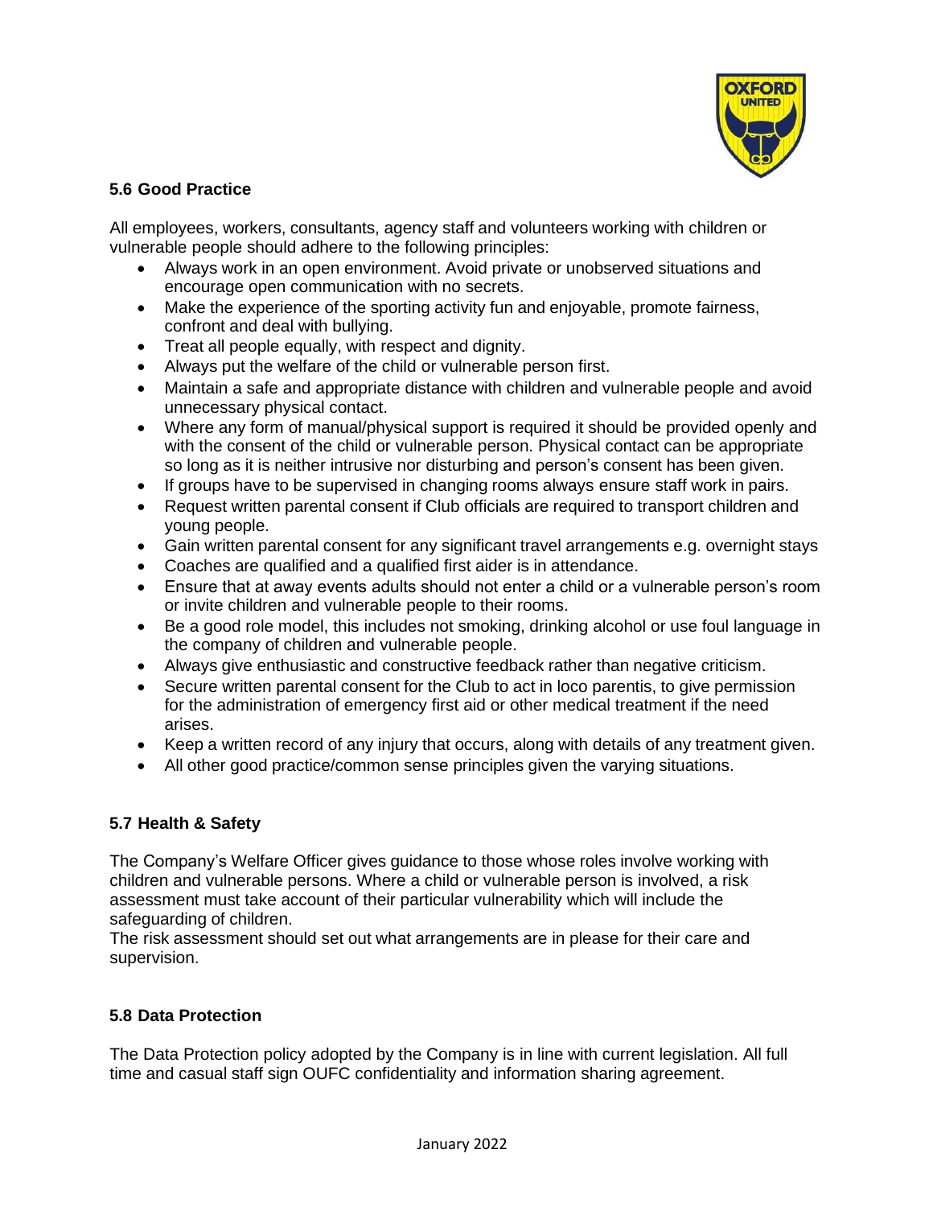### 5.6 Good Practice

All employees, workers, consultants, agency staff and volunteers working with children or vulnerable people should adhere to the following principles:

- Always work in an open environment. Avoid private or unobserved situations and encourage open communication with no secrets.
- Make the experience of the sporting activity fun and enjoyable, promote fairness, confront and deal with bullying.
- Treat all people equally, with respect and dignity.
- Always put the welfare of the child or vulnerable person first.
- Maintain a safe and appropriate distance with children and vulnerable people and avoid unnecessary physical contact.
- Where any form of manual/physical support is required it should be provided openly and with the consent of the child or vulnerable person. Physical contact can be appropriate so long as it is neither intrusive nor disturbing and person's consent has been given.
- If groups have to be supervised in changing rooms always ensure staff work in pairs.
- Request written parental consent if Club officials are required to transport children and young people.
- Gain written parental consent for any significant travel arrangements e.g. overnight stays
- Coaches are qualified and a qualified first aider is in attendance.
- Ensure that at away events adults should not enter a child or a vulnerable person's room or invite children and vulnerable people to their rooms.
- Be a good role model, this includes not smoking, drinking alcohol or use foul language in the company of children and vulnerable people.
- Always give enthusiastic and constructive feedback rather than negative criticism.
- Secure written parental consent for the Club to act in loco parentis, to give permission for the administration of emergency first aid or other medical treatment if the need arises.
- Keep a written record of any injury that occurs, along with details of any treatment given.
- All other good practice/common sense principles given the varying situations.

### 5.7 Health & Safety

The Company's Welfare Officer gives guidance to those whose roles involve working with children and vulnerable persons. Where a child or vulnerable person is involved, a risk assessment must take account of their particular vulnerability which will include the safeguarding of children.
The risk assessment should set out what arrangements are in please for their care and supervision.

### 5.8 Data Protection

The Data Protection policy adopted by the Company is in line with current legislation. All full time and casual staff sign OUFC confidentiality and information sharing agreement.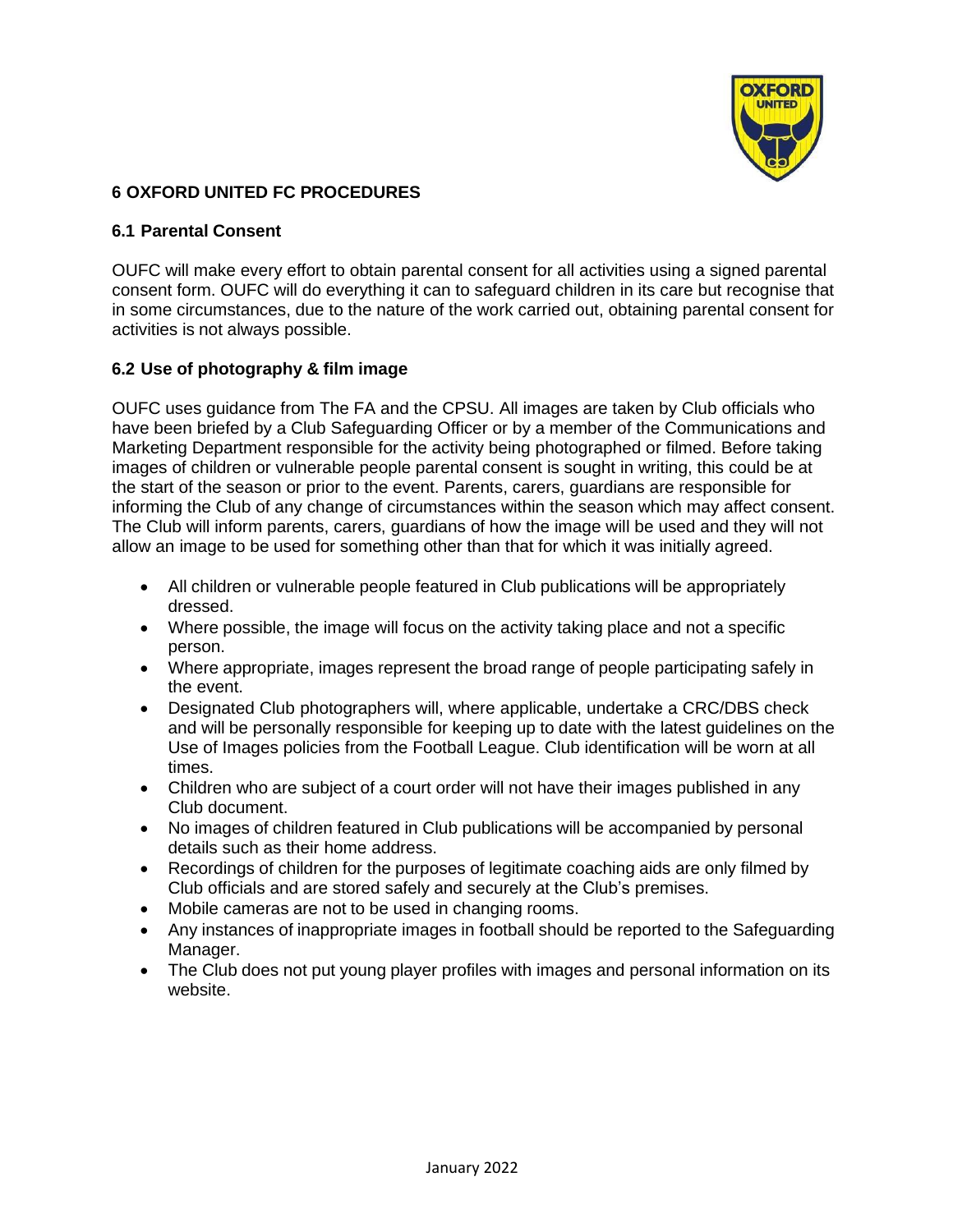## 6 OXFORD UNITED FC PROCEDURES

### 6.1 Parental Consent

OUFC will make every effort to obtain parental consent for all activities using a signed parental consent form. OUFC will do everything it can to safeguard children in its care but recognise that in some circumstances, due to the nature of the work carried out, obtaining parental consent for activities is not always possible.

### 6.2 Use of photography & film image

OUFC uses guidance from The FA and the CPSU. All images are taken by Club officials who have been briefed by a Club Safeguarding Officer or by a member of the Communications and Marketing Department responsible for the activity being photographed or filmed. Before taking images of children or vulnerable people parental consent is sought in writing, this could be at the start of the season or prior to the event. Parents, carers, guardians are responsible for informing the Club of any change of circumstances within the season which may affect consent. The Club will inform parents, carers, guardians of how the image will be used and they will not allow an image to be used for something other than that for which it was initially agreed.

- All children or vulnerable people featured in Club publications will be appropriately dressed.
- Where possible, the image will focus on the activity taking place and not a specific person.
- Where appropriate, images represent the broad range of people participating safely in the event.
- Designated Club photographers will, where applicable, undertake a CRC/DBS check and will be personally responsible for keeping up to date with the latest guidelines on the Use of Images policies from the Football League. Club identification will be worn at all times.
- Children who are subject of a court order will not have their images published in any Club document.
- No images of children featured in Club publications will be accompanied by personal details such as their home address.
- Recordings of children for the purposes of legitimate coaching aids are only filmed by Club officials and are stored safely and securely at the Club's premises.
- Mobile cameras are not to be used in changing rooms.
- Any instances of inappropriate images in football should be reported to the Safeguarding Manager.
- The Club does not put young player profiles with images and personal information on its website.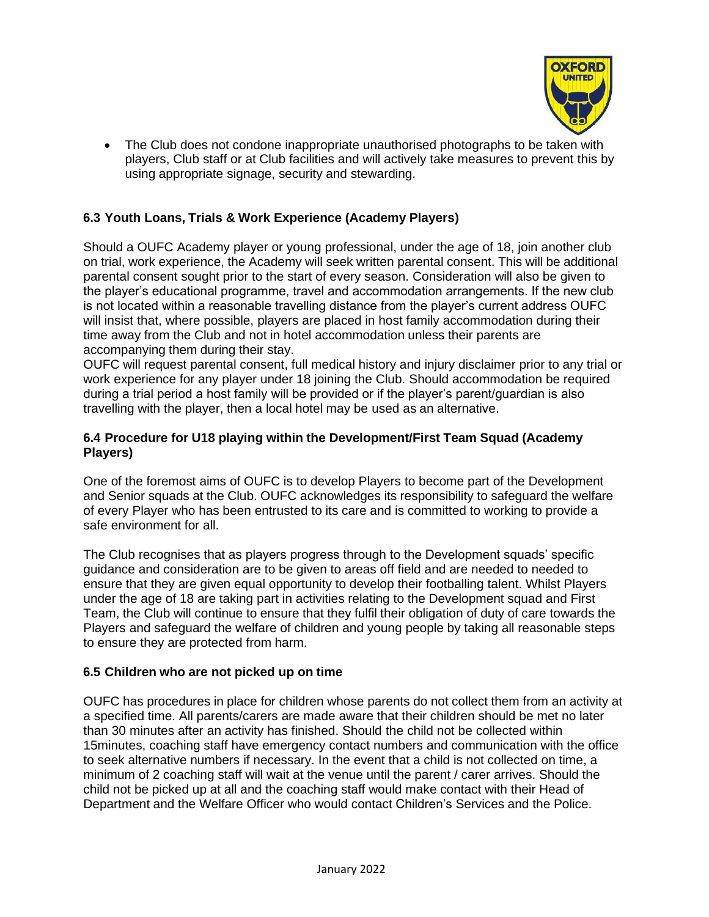- The Club does not condone inappropriate unauthorised photographs to be taken with players, Club staff or at Club facilities and will actively take measures to prevent this by using appropriate signage, security and stewarding.

### 6.3 Youth Loans, Trials & Work Experience (Academy Players)

Should a OUFC Academy player or young professional, under the age of 18, join another club on trial, work experience, the Academy will seek written parental consent. This will be additional parental consent sought prior to the start of every season. Consideration will also be given to the player's educational programme, travel and accommodation arrangements. If the new club is not located within a reasonable travelling distance from the player's current address OUFC will insist that, where possible, players are placed in host family accommodation during their time away from the Club and not in hotel accommodation unless their parents are accompanying them during their stay.
OUFC will request parental consent, full medical history and injury disclaimer prior to any trial or work experience for any player under 18 joining the Club. Should accommodation be required during a trial period a host family will be provided or if the player's parent/guardian is also travelling with the player, then a local hotel may be used as an alternative.

### 6.4 Procedure for U18 playing within the Development/First Team Squad (Academy Players)

One of the foremost aims of OUFC is to develop Players to become part of the Development and Senior squads at the Club. OUFC acknowledges its responsibility to safeguard the welfare of every Player who has been entrusted to its care and is committed to working to provide a safe environment for all.

The Club recognises that as players progress through to the Development squads' specific guidance and consideration are to be given to areas off field and are needed to needed to ensure that they are given equal opportunity to develop their footballing talent. Whilst Players under the age of 18 are taking part in activities relating to the Development squad and First Team, the Club will continue to ensure that they fulfil their obligation of duty of care towards the Players and safeguard the welfare of children and young people by taking all reasonable steps to ensure they are protected from harm.

### 6.5 Children who are not picked up on time

OUFC has procedures in place for children whose parents do not collect them from an activity at a specified time. All parents/carers are made aware that their children should be met no later than 30 minutes after an activity has finished. Should the child not be collected within 15minutes, coaching staff have emergency contact numbers and communication with the office to seek alternative numbers if necessary. In the event that a child is not collected on time, a minimum of 2 coaching staff will wait at the venue until the parent / carer arrives. Should the child not be picked up at all and the coaching staff would make contact with their Head of Department and the Welfare Officer who would contact Children's Services and the Police.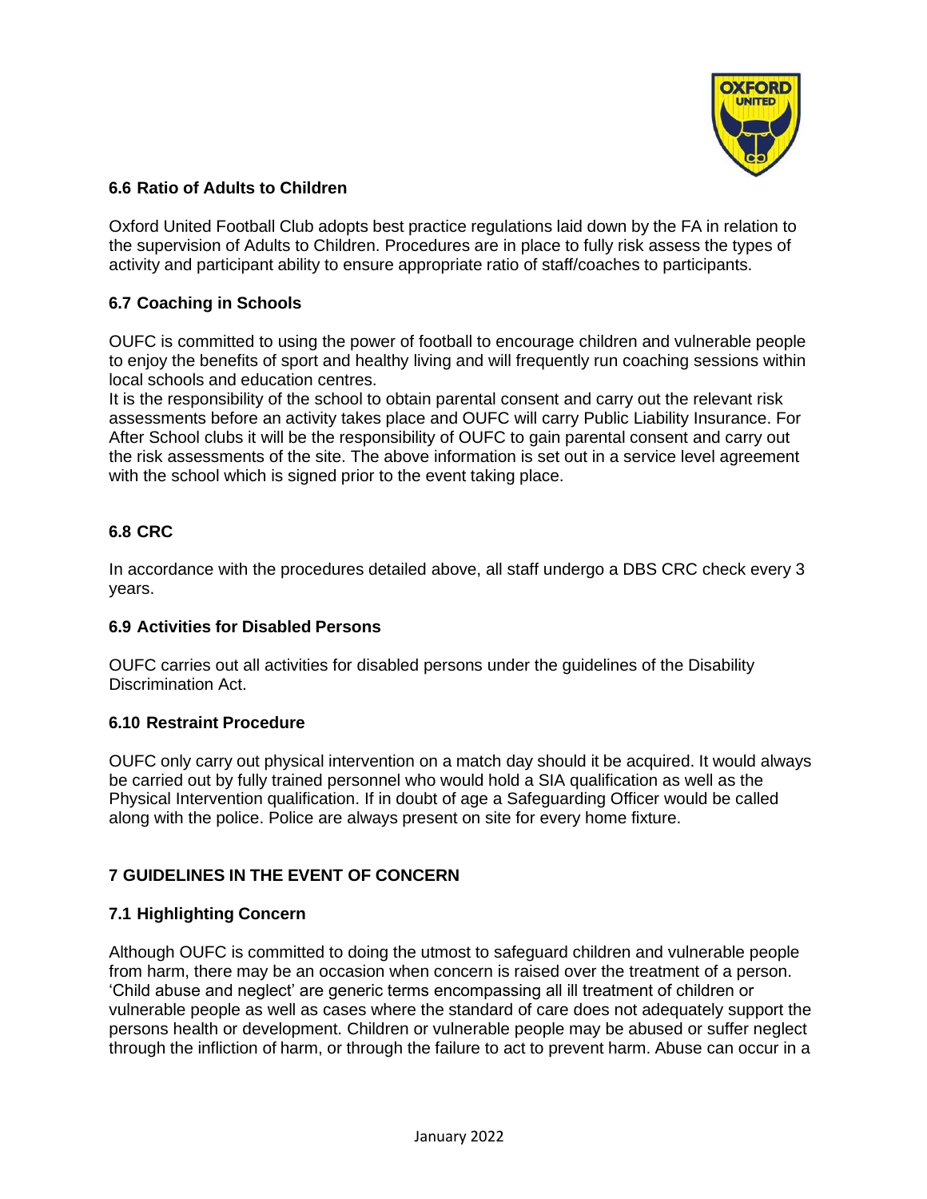### 6.6 Ratio of Adults to Children

Oxford United Football Club adopts best practice regulations laid down by the FA in relation to the supervision of Adults to Children. Procedures are in place to fully risk assess the types of activity and participant ability to ensure appropriate ratio of staff/coaches to participants.

### 6.7 Coaching in Schools

OUFC is committed to using the power of football to encourage children and vulnerable people to enjoy the benefits of sport and healthy living and will frequently run coaching sessions within local schools and education centres.
It is the responsibility of the school to obtain parental consent and carry out the relevant risk assessments before an activity takes place and OUFC will carry Public Liability Insurance. For After School clubs it will be the responsibility of OUFC to gain parental consent and carry out the risk assessments of the site. The above information is set out in a service level agreement with the school which is signed prior to the event taking place.

### 6.8 CRC

In accordance with the procedures detailed above, all staff undergo a DBS CRC check every 3 years.

### 6.9 Activities for Disabled Persons

OUFC carries out all activities for disabled persons under the guidelines of the Disability Discrimination Act.

### 6.10 Restraint Procedure

OUFC only carry out physical intervention on a match day should it be acquired. It would always be carried out by fully trained personnel who would hold a SIA qualification as well as the Physical Intervention qualification. If in doubt of age a Safeguarding Officer would be called along with the police. Police are always present on site for every home fixture.

## 7 GUIDELINES IN THE EVENT OF CONCERN

### 7.1 Highlighting Concern

Although OUFC is committed to doing the utmost to safeguard children and vulnerable people from harm, there may be an occasion when concern is raised over the treatment of a person. 'Child abuse and neglect' are generic terms encompassing all ill treatment of children or vulnerable people as well as cases where the standard of care does not adequately support the persons health or development. Children or vulnerable people may be abused or suffer neglect through the infliction of harm, or through the failure to act to prevent harm. Abuse can occur in a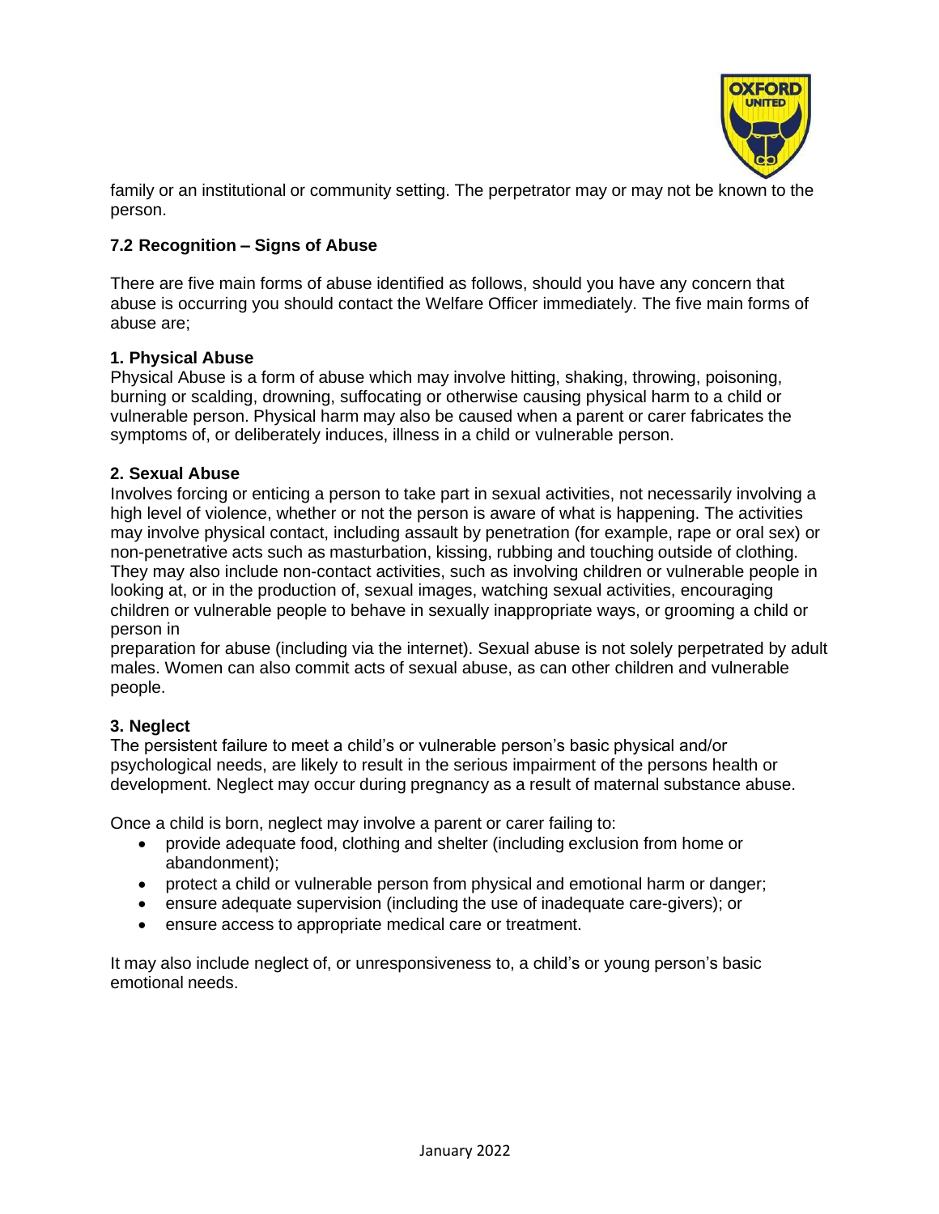family or an institutional or community setting. The perpetrator may or may not be known to the person.

### 7.2 Recognition – Signs of Abuse

There are five main forms of abuse identified as follows, should you have any concern that abuse is occurring you should contact the Welfare Officer immediately. The five main forms of abuse are;

**1. Physical Abuse**
Physical Abuse is a form of abuse which may involve hitting, shaking, throwing, poisoning, burning or scalding, drowning, suffocating or otherwise causing physical harm to a child or vulnerable person. Physical harm may also be caused when a parent or carer fabricates the symptoms of, or deliberately induces, illness in a child or vulnerable person.

**2. Sexual Abuse**
Involves forcing or enticing a person to take part in sexual activities, not necessarily involving a high level of violence, whether or not the person is aware of what is happening. The activities may involve physical contact, including assault by penetration (for example, rape or oral sex) or non-penetrative acts such as masturbation, kissing, rubbing and touching outside of clothing. They may also include non-contact activities, such as involving children or vulnerable people in looking at, or in the production of, sexual images, watching sexual activities, encouraging children or vulnerable people to behave in sexually inappropriate ways, or grooming a child or person in preparation for abuse (including via the internet). Sexual abuse is not solely perpetrated by adult males. Women can also commit acts of sexual abuse, as can other children and vulnerable people.

**3. Neglect**
The persistent failure to meet a child's or vulnerable person's basic physical and/or psychological needs, are likely to result in the serious impairment of the persons health or development. Neglect may occur during pregnancy as a result of maternal substance abuse.

Once a child is born, neglect may involve a parent or carer failing to:

- provide adequate food, clothing and shelter (including exclusion from home or abandonment);
- protect a child or vulnerable person from physical and emotional harm or danger;
- ensure adequate supervision (including the use of inadequate care-givers); or
- ensure access to appropriate medical care or treatment.

It may also include neglect of, or unresponsiveness to, a child's or young person's basic emotional needs.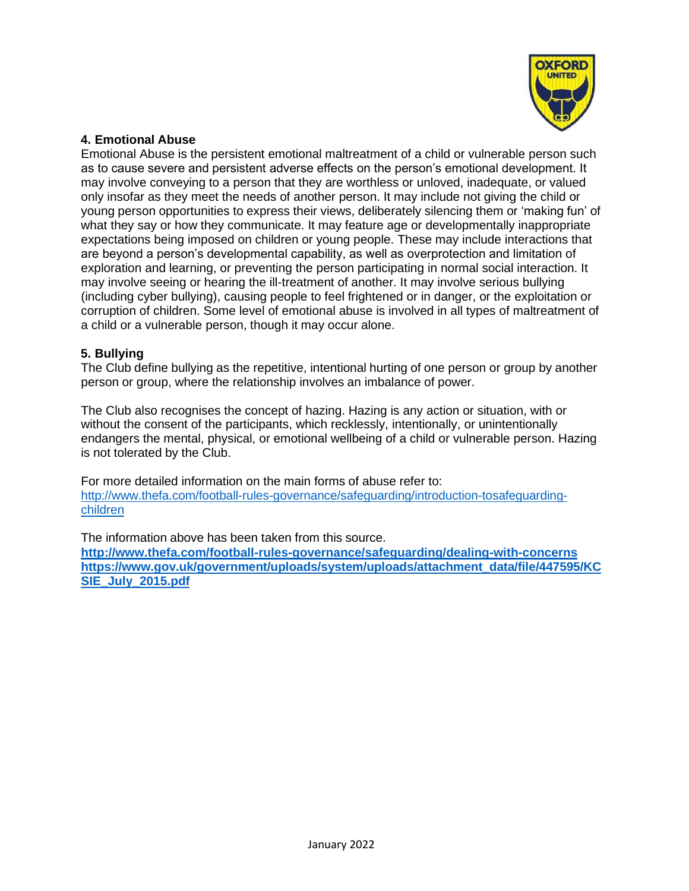### 4. Emotional Abuse

Emotional Abuse is the persistent emotional maltreatment of a child or vulnerable person such as to cause severe and persistent adverse effects on the person's emotional development. It may involve conveying to a person that they are worthless or unloved, inadequate, or valued only insofar as they meet the needs of another person. It may include not giving the child or young person opportunities to express their views, deliberately silencing them or 'making fun' of what they say or how they communicate. It may feature age or developmentally inappropriate expectations being imposed on children or young people. These may include interactions that are beyond a person's developmental capability, as well as overprotection and limitation of exploration and learning, or preventing the person participating in normal social interaction. It may involve seeing or hearing the ill-treatment of another. It may involve serious bullying (including cyber bullying), causing people to feel frightened or in danger, or the exploitation or corruption of children. Some level of emotional abuse is involved in all types of maltreatment of a child or a vulnerable person, though it may occur alone.

### 5. Bullying

The Club define bullying as the repetitive, intentional hurting of one person or group by another person or group, where the relationship involves an imbalance of power.

The Club also recognises the concept of hazing. Hazing is any action or situation, with or without the consent of the participants, which recklessly, intentionally, or unintentionally endangers the mental, physical, or emotional wellbeing of a child or vulnerable person. Hazing is not tolerated by the Club.

For more detailed information on the main forms of abuse refer to:
http://www.thefa.com/football-rules-governance/safeguarding/introduction-tosafeguarding-children

The information above has been taken from this source.
**http://www.thefa.com/football-rules-governance/safeguarding/dealing-with-concerns**
**https://www.gov.uk/government/uploads/system/uploads/attachment_data/file/447595/KCSIE_July_2015.pdf**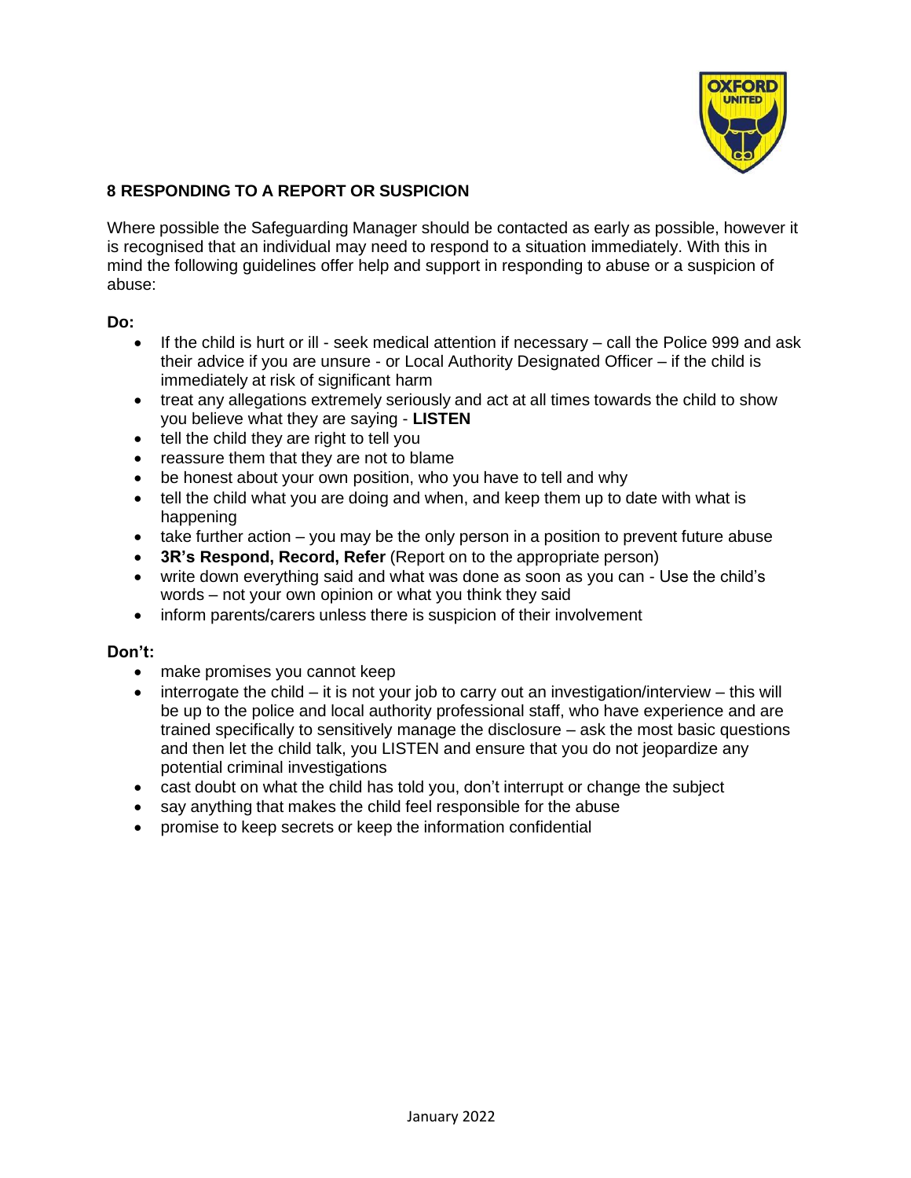## 8 RESPONDING TO A REPORT OR SUSPICION

Where possible the Safeguarding Manager should be contacted as early as possible, however it is recognised that an individual may need to respond to a situation immediately. With this in mind the following guidelines offer help and support in responding to abuse or a suspicion of abuse:

**Do:**

- If the child is hurt or ill - seek medical attention if necessary – call the Police 999 and ask their advice if you are unsure - or Local Authority Designated Officer – if the child is immediately at risk of significant harm
- treat any allegations extremely seriously and act at all times towards the child to show you believe what they are saying - **LISTEN**
- tell the child they are right to tell you
- reassure them that they are not to blame
- be honest about your own position, who you have to tell and why
- tell the child what you are doing and when, and keep them up to date with what is happening
- take further action – you may be the only person in a position to prevent future abuse
- **3R's Respond, Record, Refer** (Report on to the appropriate person)
- write down everything said and what was done as soon as you can - Use the child's words – not your own opinion or what you think they said
- inform parents/carers unless there is suspicion of their involvement

**Don't:**

- make promises you cannot keep
- interrogate the child – it is not your job to carry out an investigation/interview – this will be up to the police and local authority professional staff, who have experience and are trained specifically to sensitively manage the disclosure – ask the most basic questions and then let the child talk, you LISTEN and ensure that you do not jeopardize any potential criminal investigations
- cast doubt on what the child has told you, don't interrupt or change the subject
- say anything that makes the child feel responsible for the abuse
- promise to keep secrets or keep the information confidential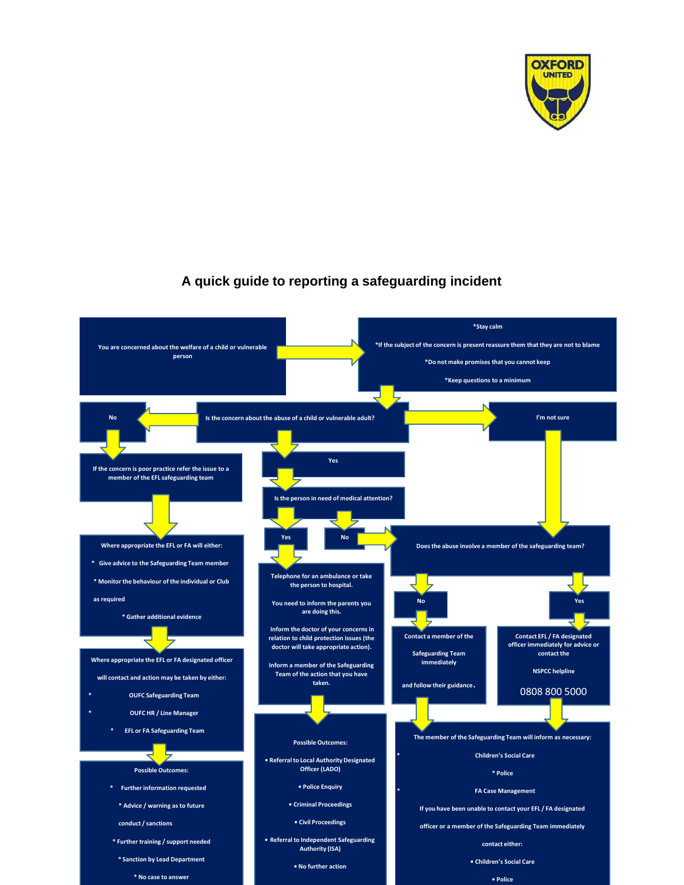## A quick guide to reporting a safeguarding incident

**You are concerned about the welfare of a child or vulnerable person**

- *Stay calm
- *If the subject of the concern is present reassure them that they are not to blame
- *Do not make promises that you cannot keep
- *Keep questions to a minimum

**Is the concern about the abuse of a child or vulnerable adult?**

**No**

If the concern is poor practice refer the issue to a member of the EFL safeguarding team

Where appropriate the EFL or FA will either:

- * Give advice to the Safeguarding Team member
- * Monitor the behaviour of the individual or Club as required
- * Gather additional evidence

Where appropriate the EFL or FA designated officer will contact and action may be taken by either:

- * OUFC Safeguarding Team
- * OUFC HR / Line Manager
- * EFL or FA Safeguarding Team

Possible Outcomes:

- * Further information requested
- * Advice / warning as to future conduct / sanctions
- * Further training / support needed
- * Sanction by Lead Department
- * No case to answer

**Yes**

Is the person in need of medical attention?

**Yes**

Telephone for an ambulance or take the person to hospital.

You need to inform the parents you are doing this.

Inform the doctor of your concerns in relation to child protection issues (the doctor will take appropriate action).

Inform a member of the Safeguarding Team of the action that you have taken.

Possible Outcomes:

- • Referral to Local Authority Designated Officer (LADO)
- • Police Enquiry
- • Criminal Proceedings
- • Civil Proceedings
- • Referral to Independent Safeguarding Authority (ISA)
- • No further action

**No** → Does the abuse involve a member of the safeguarding team?

**I'm not sure** → Does the abuse involve a member of the safeguarding team?

**Does the abuse involve a member of the safeguarding team?**

**No**

Contact a member of the Safeguarding Team immediately and follow their guidance.

**Yes**

Contact EFL / FA designated officer immediately for advice or contact the NSPCC helpline

0808 800 5000

The member of the Safeguarding Team will inform as necessary:

- * Children's Social Care
- * Police
- * FA Case Management

If you have been unable to contact your EFL / FA designated officer or a member of the Safeguarding Team immediately contact either:

- • Children's Social Care
- • Police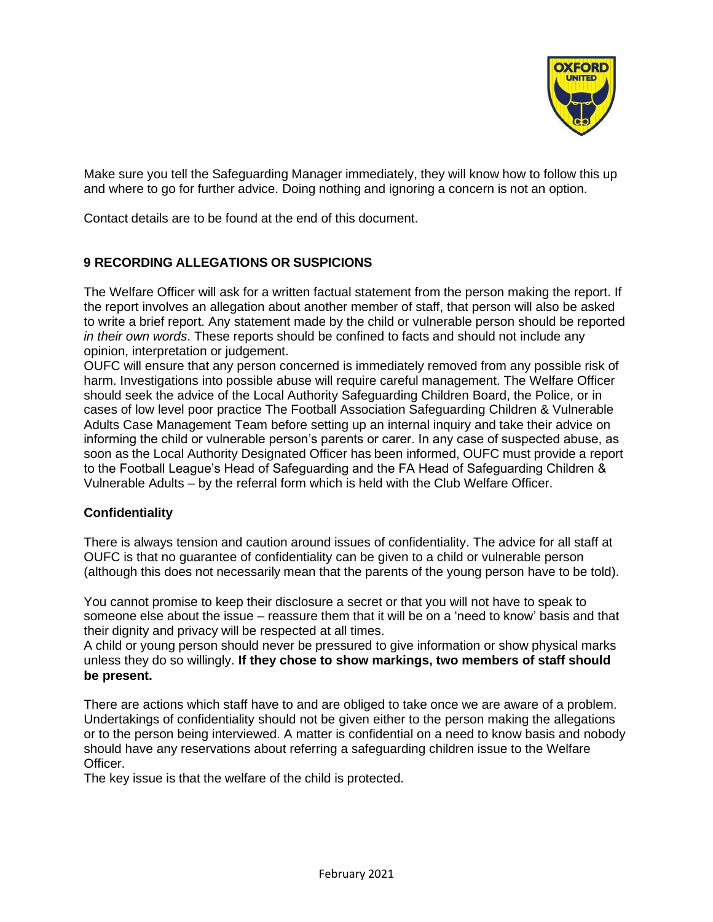Make sure you tell the Safeguarding Manager immediately, they will know how to follow this up and where to go for further advice. Doing nothing and ignoring a concern is not an option.

Contact details are to be found at the end of this document.

## 9 RECORDING ALLEGATIONS OR SUSPICIONS

The Welfare Officer will ask for a written factual statement from the person making the report. If the report involves an allegation about another member of staff, that person will also be asked to write a brief report. Any statement made by the child or vulnerable person should be reported *in their own words*. These reports should be confined to facts and should not include any opinion, interpretation or judgement.
OUFC will ensure that any person concerned is immediately removed from any possible risk of harm. Investigations into possible abuse will require careful management. The Welfare Officer should seek the advice of the Local Authority Safeguarding Children Board, the Police, or in cases of low level poor practice The Football Association Safeguarding Children & Vulnerable Adults Case Management Team before setting up an internal inquiry and take their advice on informing the child or vulnerable person's parents or carer. In any case of suspected abuse, as soon as the Local Authority Designated Officer has been informed, OUFC must provide a report to the Football League's Head of Safeguarding and the FA Head of Safeguarding Children & Vulnerable Adults – by the referral form which is held with the Club Welfare Officer.

### Confidentiality

There is always tension and caution around issues of confidentiality. The advice for all staff at OUFC is that no guarantee of confidentiality can be given to a child or vulnerable person (although this does not necessarily mean that the parents of the young person have to be told).

You cannot promise to keep their disclosure a secret or that you will not have to speak to someone else about the issue – reassure them that it will be on a 'need to know' basis and that their dignity and privacy will be respected at all times.
A child or young person should never be pressured to give information or show physical marks unless they do so willingly. **If they chose to show markings, two members of staff should be present.**

There are actions which staff have to and are obliged to take once we are aware of a problem. Undertakings of confidentiality should not be given either to the person making the allegations or to the person being interviewed. A matter is confidential on a need to know basis and nobody should have any reservations about referring a safeguarding children issue to the Welfare Officer.
The key issue is that the welfare of the child is protected.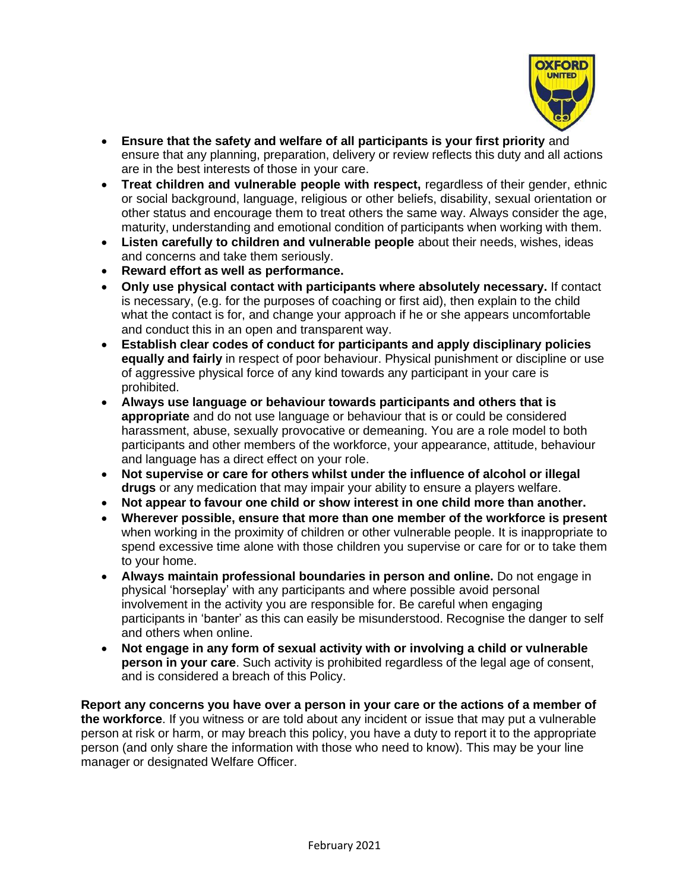- **Ensure that the safety and welfare of all participants is your first priority** and ensure that any planning, preparation, delivery or review reflects this duty and all actions are in the best interests of those in your care.
- **Treat children and vulnerable people with respect,** regardless of their gender, ethnic or social background, language, religious or other beliefs, disability, sexual orientation or other status and encourage them to treat others the same way. Always consider the age, maturity, understanding and emotional condition of participants when working with them.
- **Listen carefully to children and vulnerable people** about their needs, wishes, ideas and concerns and take them seriously.
- **Reward effort as well as performance.**
- **Only use physical contact with participants where absolutely necessary.** If contact is necessary, (e.g. for the purposes of coaching or first aid), then explain to the child what the contact is for, and change your approach if he or she appears uncomfortable and conduct this in an open and transparent way.
- **Establish clear codes of conduct for participants and apply disciplinary policies equally and fairly** in respect of poor behaviour. Physical punishment or discipline or use of aggressive physical force of any kind towards any participant in your care is prohibited.
- **Always use language or behaviour towards participants and others that is appropriate** and do not use language or behaviour that is or could be considered harassment, abuse, sexually provocative or demeaning. You are a role model to both participants and other members of the workforce, your appearance, attitude, behaviour and language has a direct effect on your role.
- **Not supervise or care for others whilst under the influence of alcohol or illegal drugs** or any medication that may impair your ability to ensure a players welfare.
- **Not appear to favour one child or show interest in one child more than another.**
- **Wherever possible, ensure that more than one member of the workforce is present** when working in the proximity of children or other vulnerable people. It is inappropriate to spend excessive time alone with those children you supervise or care for or to take them to your home.
- **Always maintain professional boundaries in person and online.** Do not engage in physical 'horseplay' with any participants and where possible avoid personal involvement in the activity you are responsible for. Be careful when engaging participants in 'banter' as this can easily be misunderstood. Recognise the danger to self and others when online.
- **Not engage in any form of sexual activity with or involving a child or vulnerable person in your care**. Such activity is prohibited regardless of the legal age of consent, and is considered a breach of this Policy.

**Report any concerns you have over a person in your care or the actions of a member of the workforce**. If you witness or are told about any incident or issue that may put a vulnerable person at risk or harm, or may breach this policy, you have a duty to report it to the appropriate person (and only share the information with those who need to know). This may be your line manager or designated Welfare Officer.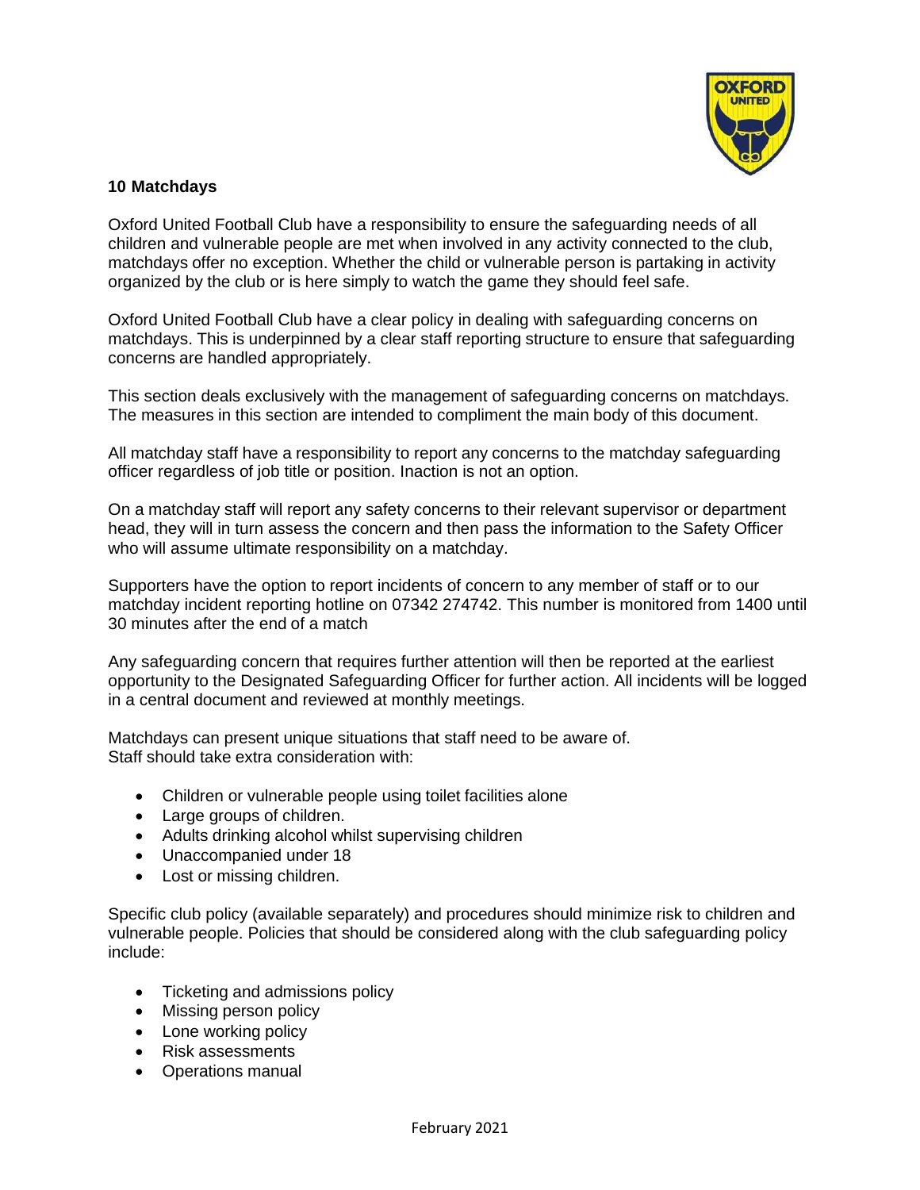## 10 Matchdays

Oxford United Football Club have a responsibility to ensure the safeguarding needs of all children and vulnerable people are met when involved in any activity connected to the club, matchdays offer no exception. Whether the child or vulnerable person is partaking in activity organized by the club or is here simply to watch the game they should feel safe.

Oxford United Football Club have a clear policy in dealing with safeguarding concerns on matchdays. This is underpinned by a clear staff reporting structure to ensure that safeguarding concerns are handled appropriately.

This section deals exclusively with the management of safeguarding concerns on matchdays. The measures in this section are intended to compliment the main body of this document.

All matchday staff have a responsibility to report any concerns to the matchday safeguarding officer regardless of job title or position. Inaction is not an option.

On a matchday staff will report any safety concerns to their relevant supervisor or department head, they will in turn assess the concern and then pass the information to the Safety Officer who will assume ultimate responsibility on a matchday.

Supporters have the option to report incidents of concern to any member of staff or to our matchday incident reporting hotline on 07342 274742. This number is monitored from 1400 until 30 minutes after the end of a match

Any safeguarding concern that requires further attention will then be reported at the earliest opportunity to the Designated Safeguarding Officer for further action. All incidents will be logged in a central document and reviewed at monthly meetings.

Matchdays can present unique situations that staff need to be aware of.
Staff should take extra consideration with:

- Children or vulnerable people using toilet facilities alone
- Large groups of children.
- Adults drinking alcohol whilst supervising children
- Unaccompanied under 18
- Lost or missing children.

Specific club policy (available separately) and procedures should minimize risk to children and vulnerable people. Policies that should be considered along with the club safeguarding policy include:

- Ticketing and admissions policy
- Missing person policy
- Lone working policy
- Risk assessments
- Operations manual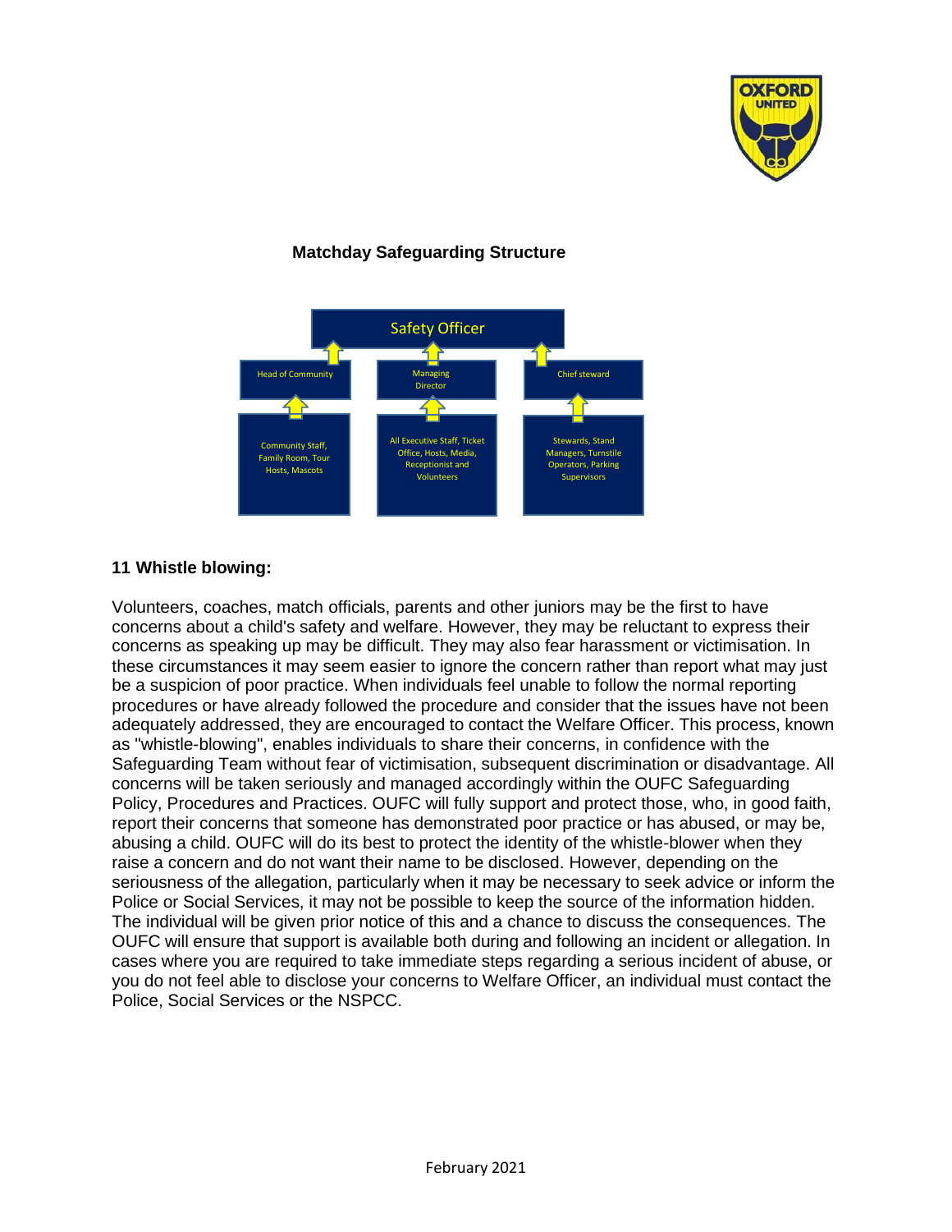**Matchday Safeguarding Structure**

- Safety Officer
  - Head of Community
    - Community Staff, Family Room, Tour Hosts, Mascots
  - Managing Director
    - All Executive Staff, Ticket Office, Hosts, Media, Receptionist and Volunteers
  - Chief steward
    - Stewards, Stand Managers, Turnstile Operators, Parking Supervisors

**11 Whistle blowing:**

Volunteers, coaches, match officials, parents and other juniors may be the first to have concerns about a child's safety and welfare. However, they may be reluctant to express their concerns as speaking up may be difficult. They may also fear harassment or victimisation. In these circumstances it may seem easier to ignore the concern rather than report what may just be a suspicion of poor practice. When individuals feel unable to follow the normal reporting procedures or have already followed the procedure and consider that the issues have not been adequately addressed, they are encouraged to contact the Welfare Officer. This process, known as "whistle-blowing", enables individuals to share their concerns, in confidence with the Safeguarding Team without fear of victimisation, subsequent discrimination or disadvantage. All concerns will be taken seriously and managed accordingly within the OUFC Safeguarding Policy, Procedures and Practices. OUFC will fully support and protect those, who, in good faith, report their concerns that someone has demonstrated poor practice or has abused, or may be, abusing a child. OUFC will do its best to protect the identity of the whistle-blower when they raise a concern and do not want their name to be disclosed. However, depending on the seriousness of the allegation, particularly when it may be necessary to seek advice or inform the Police or Social Services, it may not be possible to keep the source of the information hidden. The individual will be given prior notice of this and a chance to discuss the consequences. The OUFC will ensure that support is available both during and following an incident or allegation. In cases where you are required to take immediate steps regarding a serious incident of abuse, or you do not feel able to disclose your concerns to Welfare Officer, an individual must contact the Police, Social Services or the NSPCC.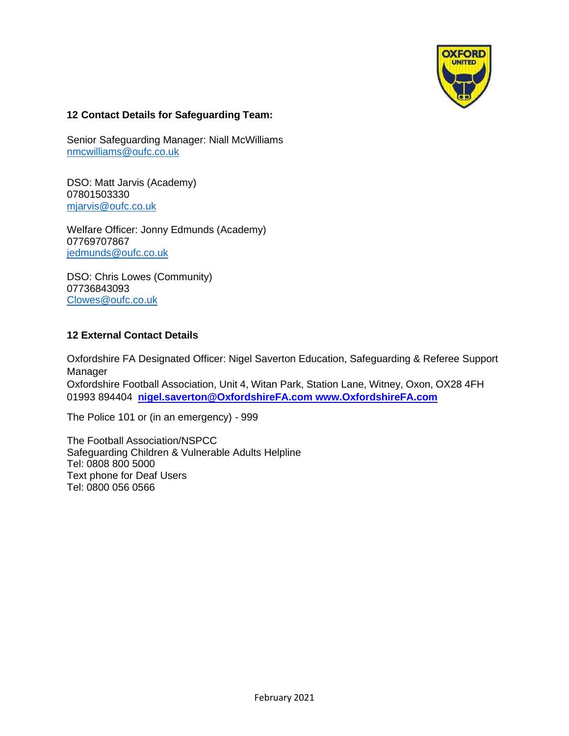**12 Contact Details for Safeguarding Team:**

Senior Safeguarding Manager: Niall McWilliams
nmcwilliams@oufc.co.uk

DSO: Matt Jarvis (Academy)
07801503330
mjarvis@oufc.co.uk

Welfare Officer: Jonny Edmunds (Academy)
07769707867
jedmunds@oufc.co.uk

DSO: Chris Lowes (Community)
07736843093
Clowes@oufc.co.uk

**12 External Contact Details**

Oxfordshire FA Designated Officer: Nigel Saverton Education, Safeguarding & Referee Support Manager
Oxfordshire Football Association, Unit 4, Witan Park, Station Lane, Witney, Oxon, OX28 4FH
01993 894404 **nigel.saverton@OxfordshireFA.com www.OxfordshireFA.com**

The Police 101 or (in an emergency) - 999

The Football Association/NSPCC
Safeguarding Children & Vulnerable Adults Helpline
Tel: 0808 800 5000
Text phone for Deaf Users
Tel: 0800 056 0566

February 2021